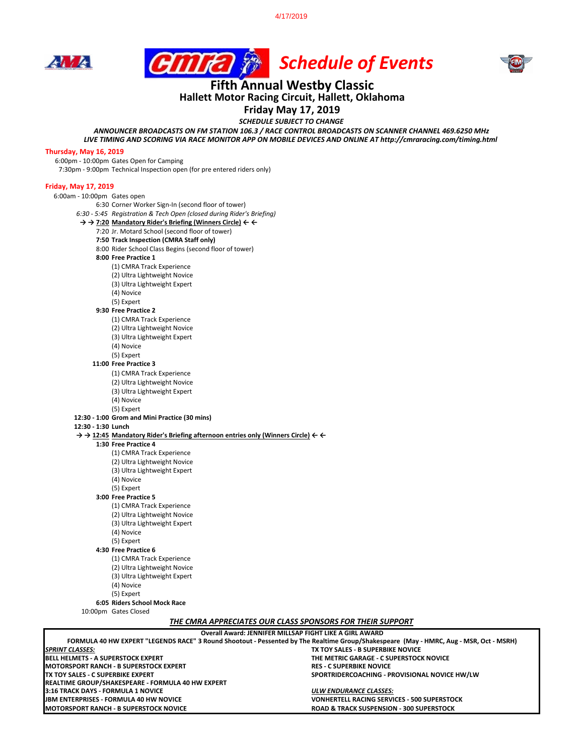4/17/2019

# Schedule of Events

## Fifth Annual Westby Classic

### Hallett Motor Racing Circuit, Hallett, Oklahoma

### Friday May 17, 2019

***SCHEDULE SUBJECT TO CHANGE***

***ANNOUNCER BROADCASTS ON FM STATION 106.3 / RACE CONTROL BROADCASTS ON SCANNER CHANNEL 469.6250 MHz***
***LIVE TIMING AND SCORING VIA RACE MONITOR APP ON MOBILE DEVICES AND ONLINE AT http://cmraracing.com/timing.html***

**Thursday, May 16, 2019**

6:00pm - 10:00pm Gates Open for Camping
7:30pm - 9:00pm Technical Inspection open (for pre entered riders only)

**Friday, May 17, 2019**

6:00am - 10:00pm Gates open
6:30 Corner Worker Sign-In (second floor of tower)
*6:30 - 5:45 Registration & Tech Open (closed during Rider's Briefing)*
**→ → 7:20 Mandatory Rider's Briefing (Winners Circle) ← ←**
7:20 Jr. Motard School (second floor of tower)
**7:50 Track Inspection (CMRA Staff only)**
8:00 Rider School Class Begins (second floor of tower)

**8:00 Free Practice 1**
(1) CMRA Track Experience
(2) Ultra Lightweight Novice
(3) Ultra Lightweight Expert
(4) Novice
(5) Expert

**9:30 Free Practice 2**
(1) CMRA Track Experience
(2) Ultra Lightweight Novice
(3) Ultra Lightweight Expert
(4) Novice
(5) Expert

**11:00 Free Practice 3**
(1) CMRA Track Experience
(2) Ultra Lightweight Novice
(3) Ultra Lightweight Expert
(4) Novice
(5) Expert

**12:30 - 1:00 Grom and Mini Practice (30 mins)**
**12:30 - 1:30 Lunch**
**→ → 12:45 Mandatory Rider's Briefing afternoon entries only (Winners Circle) ← ←**

**1:30 Free Practice 4**
(1) CMRA Track Experience
(2) Ultra Lightweight Novice
(3) Ultra Lightweight Expert
(4) Novice
(5) Expert

**3:00 Free Practice 5**
(1) CMRA Track Experience
(2) Ultra Lightweight Novice
(3) Ultra Lightweight Expert
(4) Novice
(5) Expert

**4:30 Free Practice 6**
(1) CMRA Track Experience
(2) Ultra Lightweight Novice
(3) Ultra Lightweight Expert
(4) Novice
(5) Expert

**6:05 Riders School Mock Race**
10:00pm Gates Closed

***THE CMRA APPRECIATES OUR CLASS SPONSORS FOR THEIR SUPPORT***

**Overall Award: JENNIFER MILLSAP FIGHT LIKE A GIRL AWARD**

**FORMULA 40 HW EXPERT "LEGENDS RACE" 3 Round Shootout - Pessented by The Realtime Group/Shakespeare (May - HMRC, Aug - MSR, Oct - MSRH)**

***SPRINT CLASSES:***

**BELL HELMETS - A SUPERSTOCK EXPERT**
**MOTORSPORT RANCH - B SUPERSTOCK EXPERT**
**TX TOY SALES - C SUPERBIKE EXPERT**
**REALTIME GROUP/SHAKESPEARE - FORMULA 40 HW EXPERT**
**3:16 TRACK DAYS - FORMULA 1 NOVICE**
**JBM ENTERPRISES - FORMULA 40 HW NOVICE**
**MOTORSPORT RANCH - B SUPERSTOCK NOVICE**
**TX TOY SALES - B SUPERBIKE NOVICE**
**THE METRIC GARAGE - C SUPERSTOCK NOVICE**
**RES - C SUPERBIKE NOVICE**
**SPORTRIDERCOACHING - PROVISIONAL NOVICE HW/LW**

***ULW ENDURANCE CLASSES:***

**VONHERTELL RACING SERVICES - 500 SUPERSTOCK**
**ROAD & TRACK SUSPENSION - 300 SUPERSTOCK**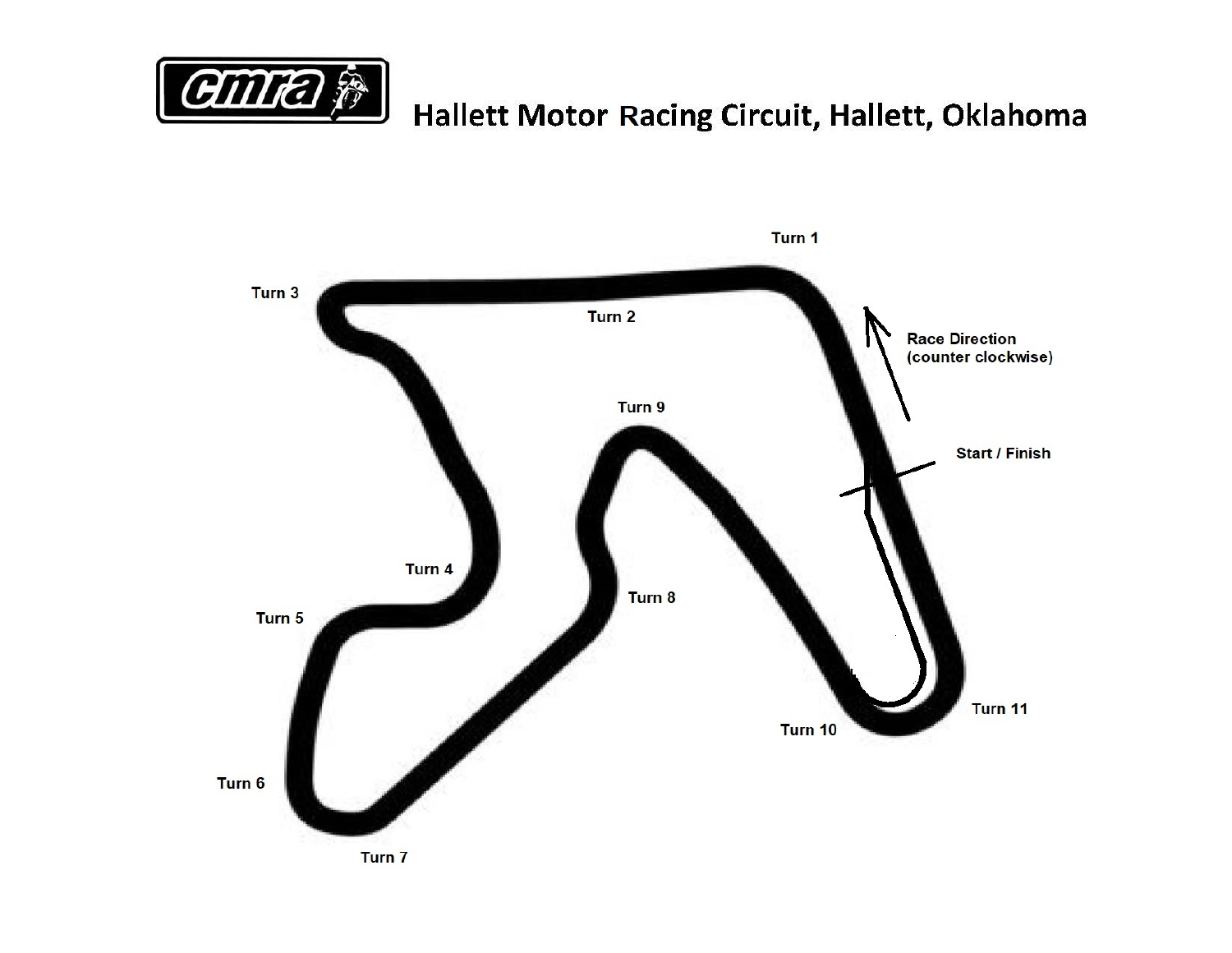cmra

# Hallett Motor Racing Circuit, Hallett, Oklahoma

Turn 1

Turn 2

Turn 3

Race Direction
(counter clockwise)

Turn 9

Start / Finish

Turn 4

Turn 8

Turn 5

Turn 11

Turn 10

Turn 6

Turn 7